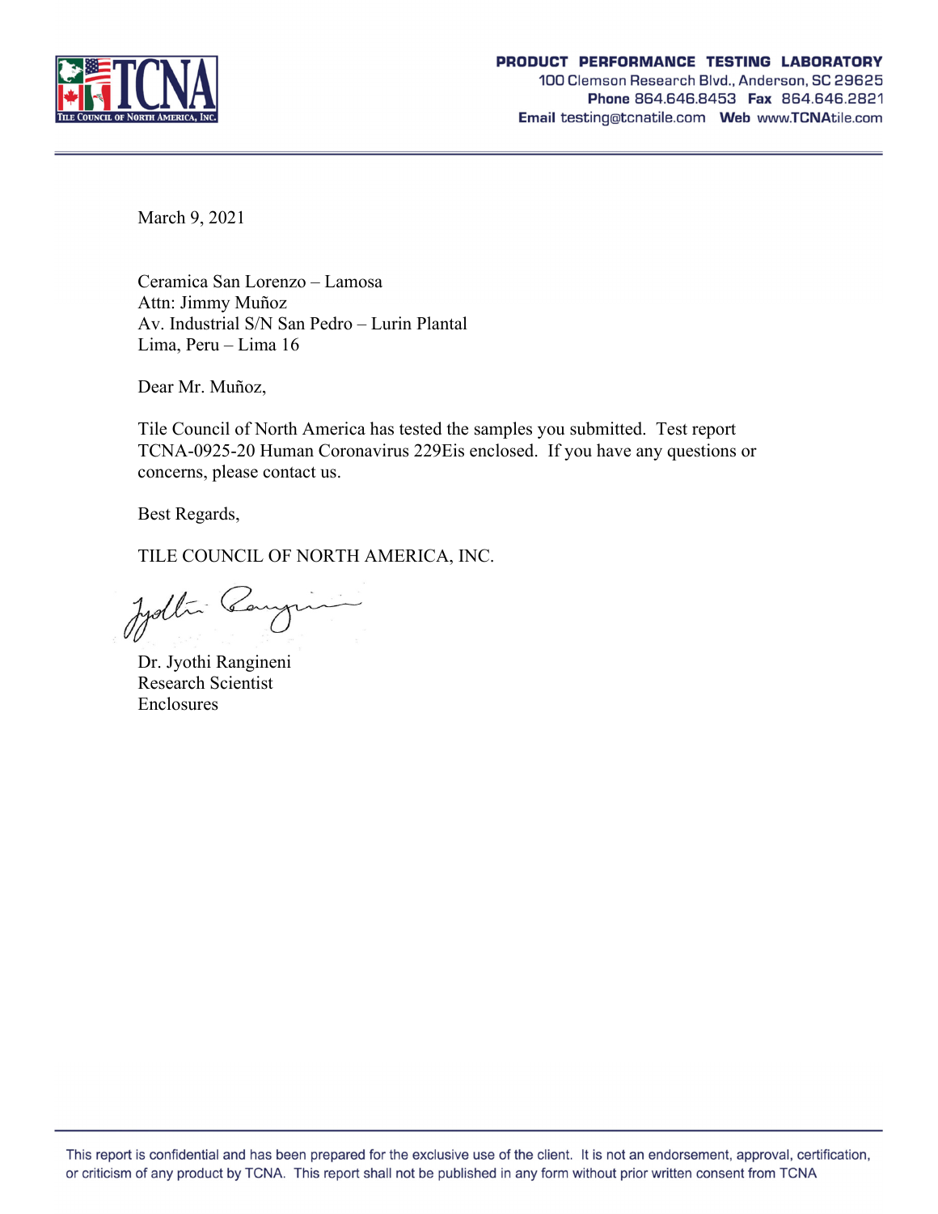**PRODUCT PERFORMANCE TESTING LABORATORY**
100 Clemson Research Blvd., Anderson, SC 29625
**Phone** 864.646.8453 **Fax** 864.646.2821
**Email** testing@tcnatile.com **Web** www.TCNAtile.com

March 9, 2021

Ceramica San Lorenzo – Lamosa
Attn: Jimmy Muñoz
Av. Industrial S/N San Pedro – Lurin Plantal
Lima, Peru – Lima 16

Dear Mr. Muñoz,

Tile Council of North America has tested the samples you submitted. Test report TCNA-0925-20 Human Coronavirus 229Eis enclosed. If you have any questions or concerns, please contact us.

Best Regards,

TILE COUNCIL OF NORTH AMERICA, INC.

Dr. Jyothi Rangineni
Research Scientist
Enclosures

This report is confidential and has been prepared for the exclusive use of the client. It is not an endorsement, approval, certification, or criticism of any product by TCNA. This report shall not be published in any form without prior written consent from TCNA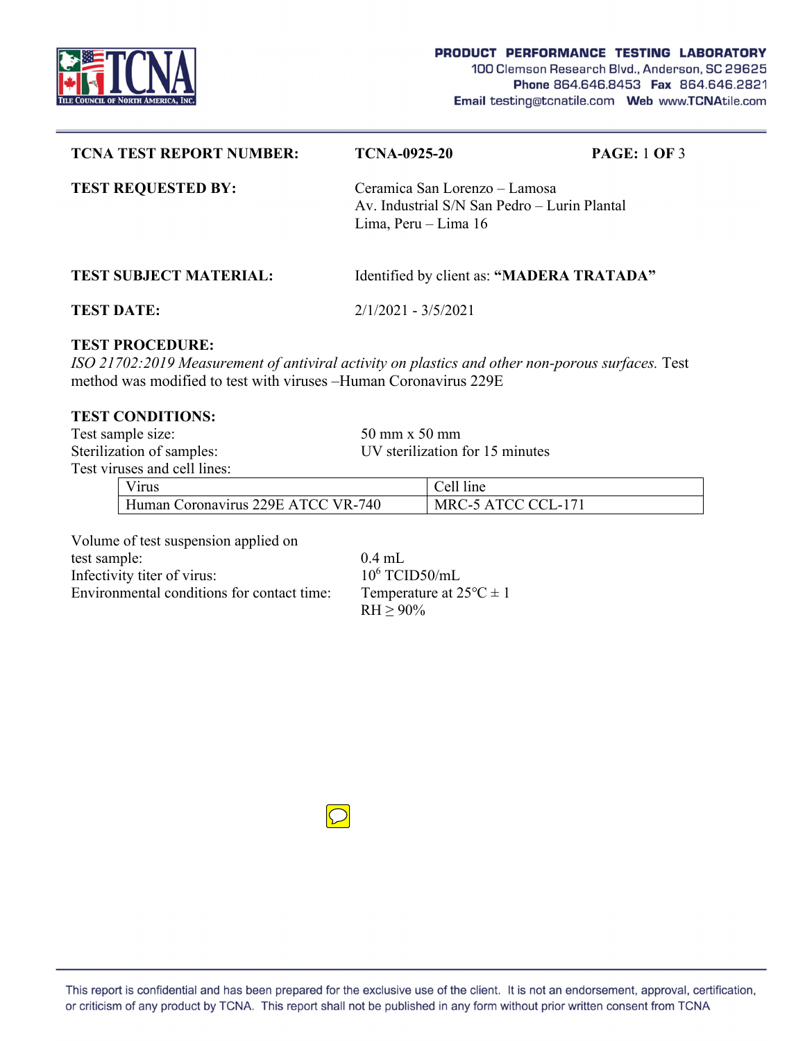**TCNA TEST REPORT NUMBER:** TCNA-0925-20

**TEST REQUESTED BY:** Ceramica San Lorenzo – Lamosa
Av. Industrial S/N San Pedro – Lurin Plantal
Lima, Peru – Lima 16

**TEST SUBJECT MATERIAL:** Identified by client as: **"MADERA TRATADA"**

**TEST DATE:** 2/1/2021 - 3/5/2021

**TEST PROCEDURE:**
*ISO 21702:2019 Measurement of antiviral activity on plastics and other non-porous surfaces.* Test method was modified to test with viruses –Human Coronavirus 229E

**TEST CONDITIONS:**

Test sample size: 50 mm x 50 mm
Sterilization of samples: UV sterilization for 15 minutes
Test viruses and cell lines:

| Virus | Cell line |
|---|---|
| Human Coronavirus 229E ATCC VR-740 | MRC-5 ATCC CCL-171 |

Volume of test suspension applied on test sample: 0.4 mL
Infectivity titer of virus: $10^6$ TCID50/mL
Environmental conditions for contact time: Temperature at 25°C ± 1
RH ≥ 90%

This report is confidential and has been prepared for the exclusive use of the client. It is not an endorsement, approval, certification, or criticism of any product by TCNA. This report shall not be published in any form without prior written consent from TCNA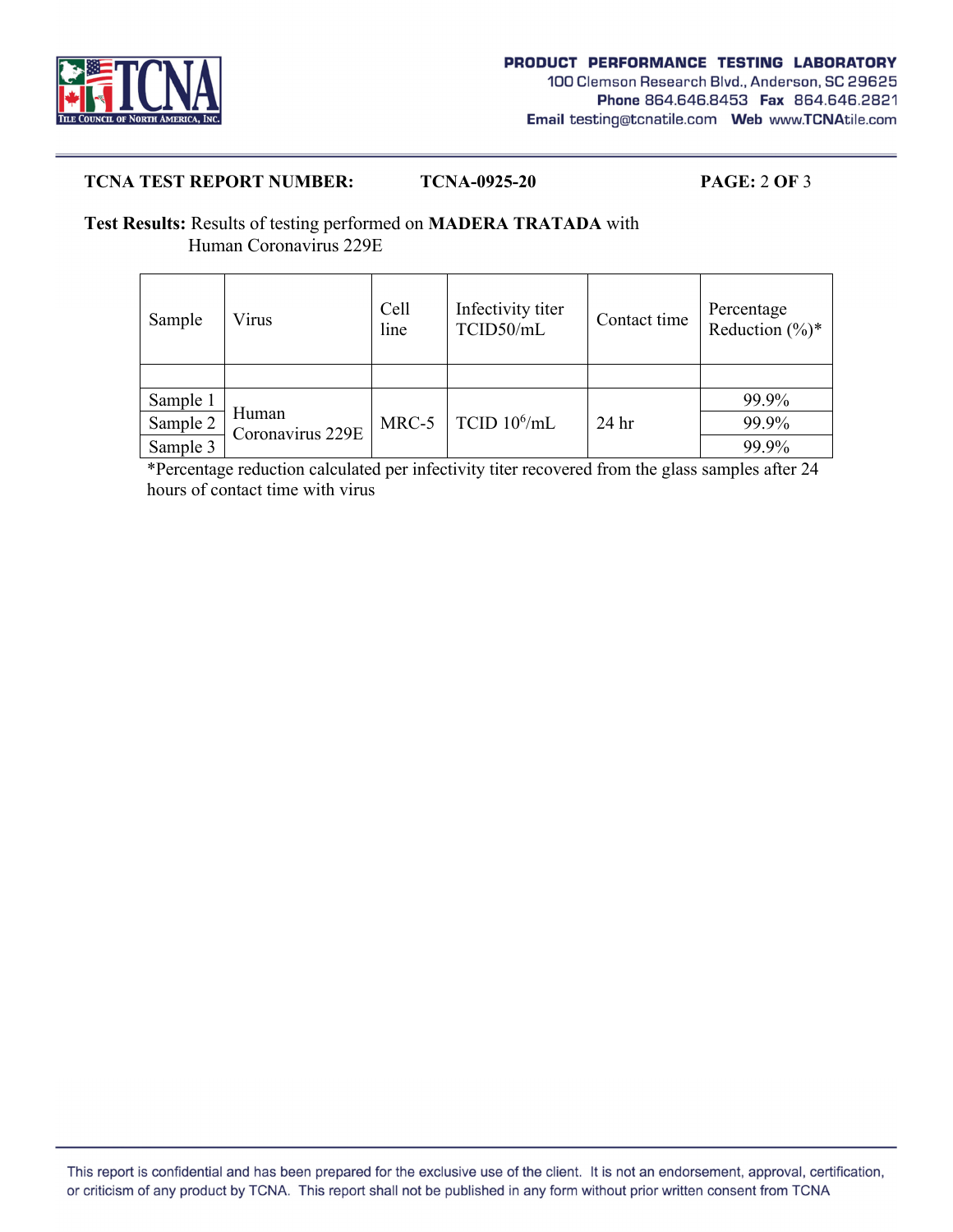**TCNA TEST REPORT NUMBER:** **TCNA-0925-20**

**Test Results:** Results of testing performed on **MADERA TRATADA** with Human Coronavirus 229E

| Sample | Virus | Cell line | Infectivity titer TCID50/mL | Contact time | Percentage Reduction (%)* |
|---|---|---|---|---|---|
| | | | | | |
| Sample 1 | Human Coronavirus 229E | MRC-5 | TCID $10^6$/mL | 24 hr | 99.9% |
| Sample 2 | | | | | 99.9% |
| Sample 3 | | | | | 99.9% |

*Percentage reduction calculated per infectivity titer recovered from the glass samples after 24 hours of contact time with virus

This report is confidential and has been prepared for the exclusive use of the client. It is not an endorsement, approval, certification, or criticism of any product by TCNA. This report shall not be published in any form without prior written consent from TCNA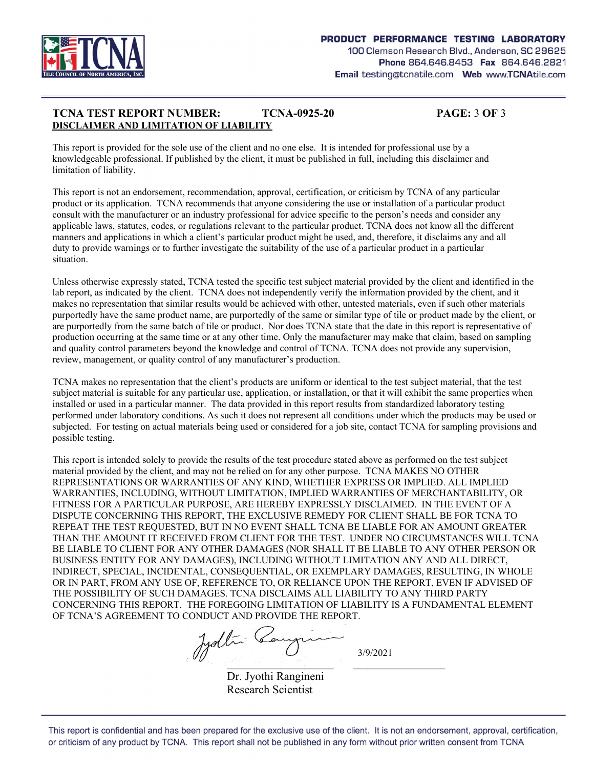**TCNA TEST REPORT NUMBER: TCNA-0925-20**

## DISCLAIMER AND LIMITATION OF LIABILITY

This report is provided for the sole use of the client and no one else. It is intended for professional use by a knowledgeable professional. If published by the client, it must be published in full, including this disclaimer and limitation of liability.

This report is not an endorsement, recommendation, approval, certification, or criticism by TCNA of any particular product or its application. TCNA recommends that anyone considering the use or installation of a particular product consult with the manufacturer or an industry professional for advice specific to the person's needs and consider any applicable laws, statutes, codes, or regulations relevant to the particular product. TCNA does not know all the different manners and applications in which a client's particular product might be used, and, therefore, it disclaims any and all duty to provide warnings or to further investigate the suitability of the use of a particular product in a particular situation.

Unless otherwise expressly stated, TCNA tested the specific test subject material provided by the client and identified in the lab report, as indicated by the client. TCNA does not independently verify the information provided by the client, and it makes no representation that similar results would be achieved with other, untested materials, even if such other materials purportedly have the same product name, are purportedly of the same or similar type of tile or product made by the client, or are purportedly from the same batch of tile or product. Nor does TCNA state that the date in this report is representative of production occurring at the same time or at any other time. Only the manufacturer may make that claim, based on sampling and quality control parameters beyond the knowledge and control of TCNA. TCNA does not provide any supervision, review, management, or quality control of any manufacturer's production.

TCNA makes no representation that the client's products are uniform or identical to the test subject material, that the test subject material is suitable for any particular use, application, or installation, or that it will exhibit the same properties when installed or used in a particular manner. The data provided in this report results from standardized laboratory testing performed under laboratory conditions. As such it does not represent all conditions under which the products may be used or subjected. For testing on actual materials being used or considered for a job site, contact TCNA for sampling provisions and possible testing.

This report is intended solely to provide the results of the test procedure stated above as performed on the test subject material provided by the client, and may not be relied on for any other purpose. TCNA MAKES NO OTHER REPRESENTATIONS OR WARRANTIES OF ANY KIND, WHETHER EXPRESS OR IMPLIED. ALL IMPLIED WARRANTIES, INCLUDING, WITHOUT LIMITATION, IMPLIED WARRANTIES OF MERCHANTABILITY, OR FITNESS FOR A PARTICULAR PURPOSE, ARE HEREBY EXPRESSLY DISCLAIMED. IN THE EVENT OF A DISPUTE CONCERNING THIS REPORT, THE EXCLUSIVE REMEDY FOR CLIENT SHALL BE FOR TCNA TO REPEAT THE TEST REQUESTED, BUT IN NO EVENT SHALL TCNA BE LIABLE FOR AN AMOUNT GREATER THAN THE AMOUNT IT RECEIVED FROM CLIENT FOR THE TEST. UNDER NO CIRCUMSTANCES WILL TCNA BE LIABLE TO CLIENT FOR ANY OTHER DAMAGES (NOR SHALL IT BE LIABLE TO ANY OTHER PERSON OR BUSINESS ENTITY FOR ANY DAMAGES), INCLUDING WITHOUT LIMITATION ANY AND ALL DIRECT, INDIRECT, SPECIAL, INCIDENTAL, CONSEQUENTIAL, OR EXEMPLARY DAMAGES, RESULTING, IN WHOLE OR IN PART, FROM ANY USE OF, REFERENCE TO, OR RELIANCE UPON THE REPORT, EVEN IF ADVISED OF THE POSSIBILITY OF SUCH DAMAGES. TCNA DISCLAIMS ALL LIABILITY TO ANY THIRD PARTY CONCERNING THIS REPORT. THE FOREGOING LIMITATION OF LIABILITY IS A FUNDAMENTAL ELEMENT OF TCNA'S AGREEMENT TO CONDUCT AND PROVIDE THE REPORT.

3/9/2021

Dr. Jyothi Rangineni
Research Scientist